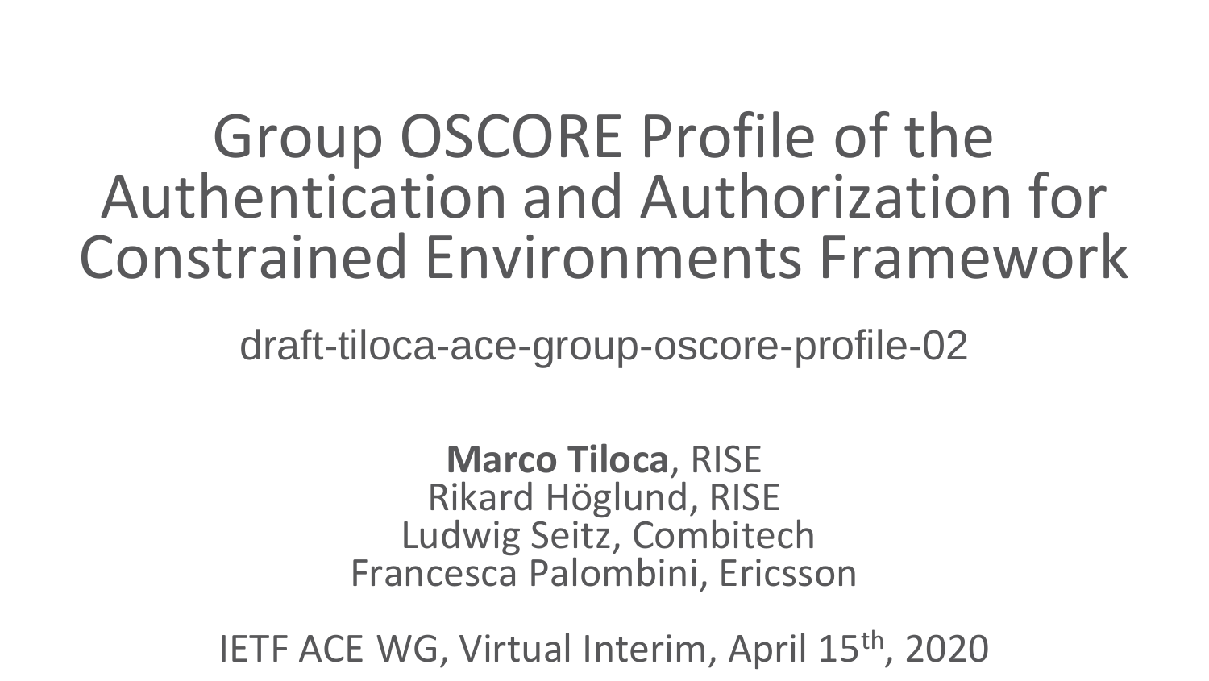# Group OSCORE Profile of the Authentication and Authorization for Constrained Environments Framework

draft-tiloca-ace-group-oscore-profile-02

**Marco Tiloca**, RISE
Rikard Höglund, RISE
Ludwig Seitz, Combitech
Francesca Palombini, Ericsson

IETF ACE WG, Virtual Interim, April 15th, 2020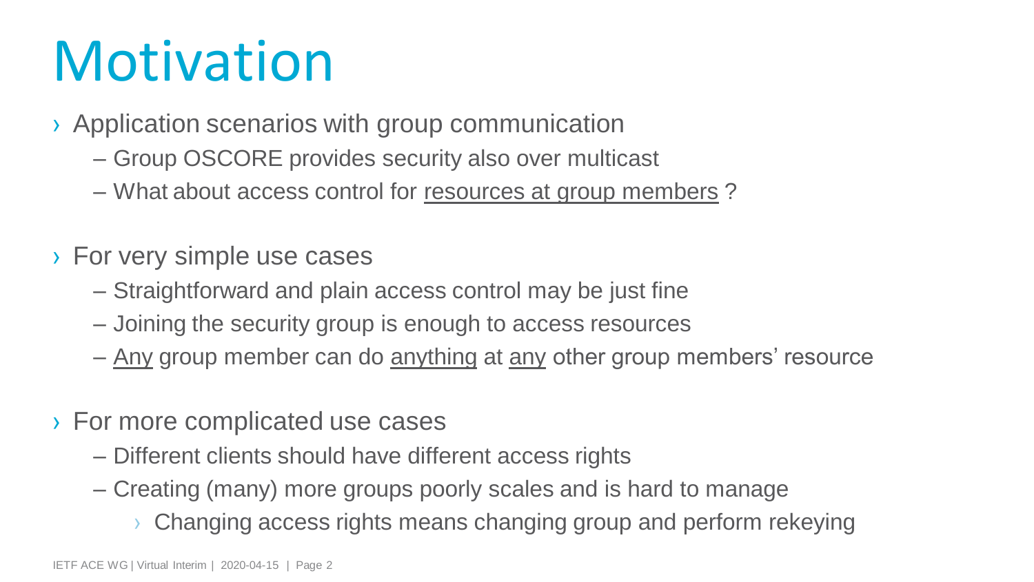# Motivation

- Application scenarios with group communication
  - Group OSCORE provides security also over multicast
  - What about access control for <u>resources at group members</u> ?

- For very simple use cases
  - Straightforward and plain access control may be just fine
  - Joining the security group is enough to access resources
  - <u>Any</u> group member can do <u>anything</u> at <u>any</u> other group members' resource

- For more complicated use cases
  - Different clients should have different access rights
  - Creating (many) more groups poorly scales and is hard to manage
    - Changing access rights means changing group and perform rekeying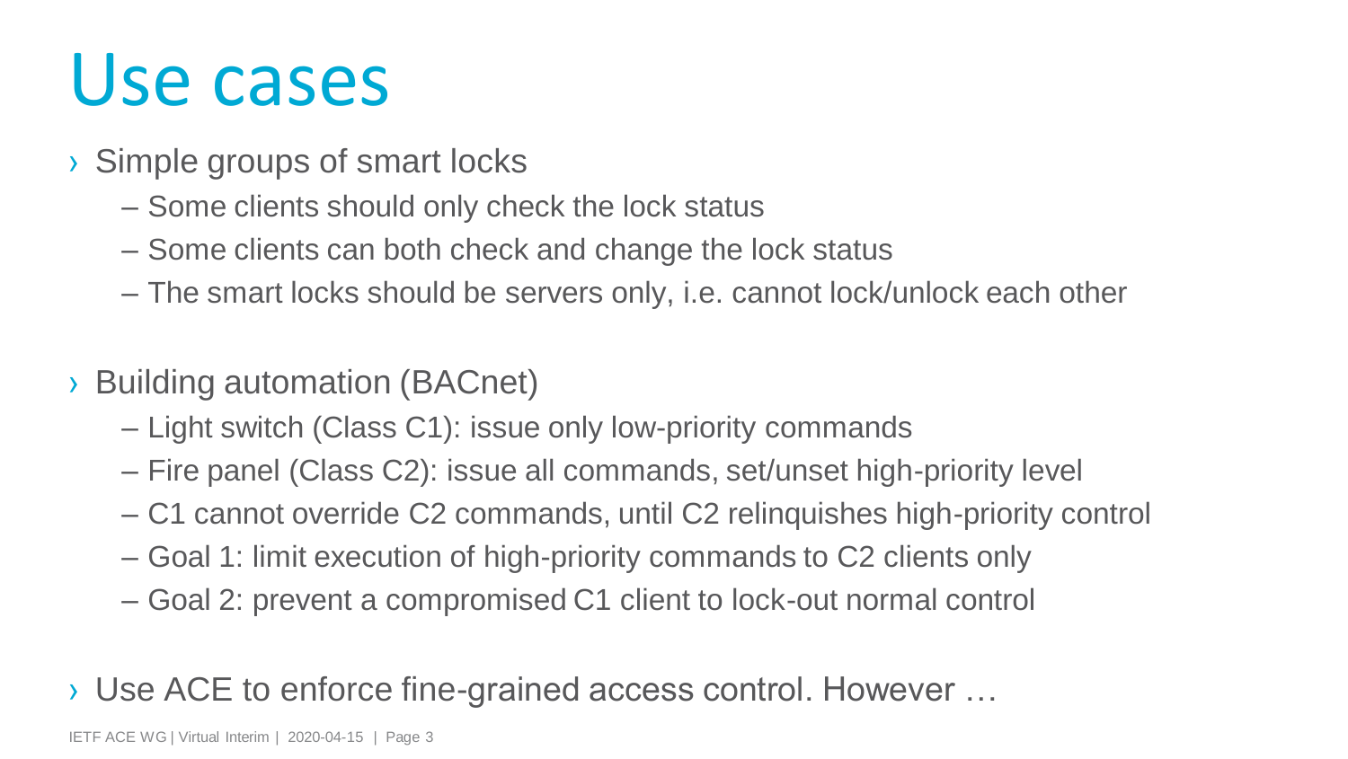# Use cases

- Simple groups of smart locks
  - Some clients should only check the lock status
  - Some clients can both check and change the lock status
  - The smart locks should be servers only, i.e. cannot lock/unlock each other

- Building automation (BACnet)
  - Light switch (Class C1): issue only low-priority commands
  - Fire panel (Class C2): issue all commands, set/unset high-priority level
  - C1 cannot override C2 commands, until C2 relinquishes high-priority control
  - Goal 1: limit execution of high-priority commands to C2 clients only
  - Goal 2: prevent a compromised C1 client to lock-out normal control

- Use ACE to enforce fine-grained access control. However …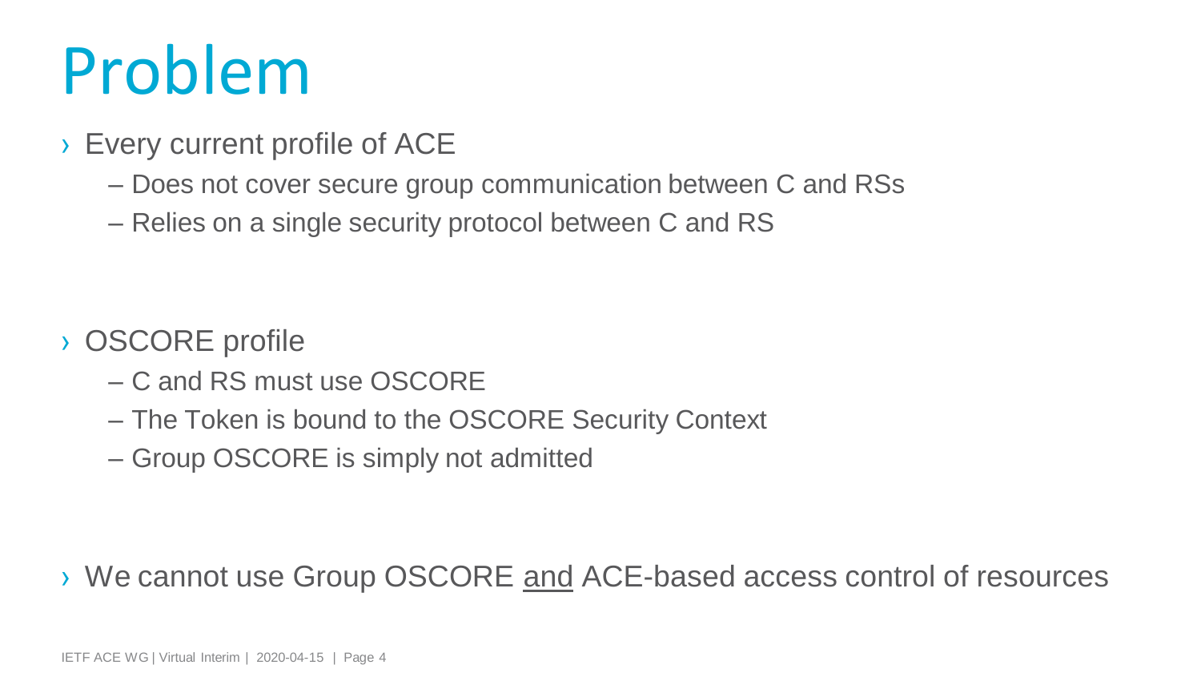# Problem

- Every current profile of ACE
  - Does not cover secure group communication between C and RSs
  - Relies on a single security protocol between C and RS

- OSCORE profile
  - C and RS must use OSCORE
  - The Token is bound to the OSCORE Security Context
  - Group OSCORE is simply not admitted

- We cannot use Group OSCORE <u>and</u> ACE-based access control of resources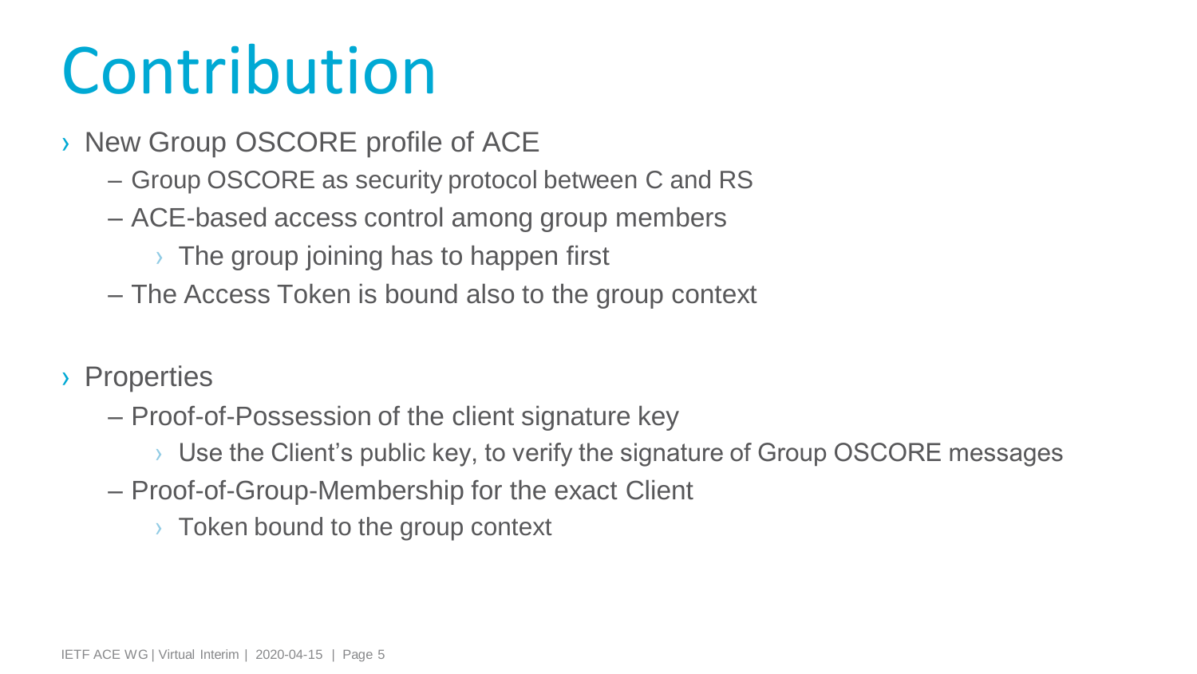# Contribution

- New Group OSCORE profile of ACE
  - Group OSCORE as security protocol between C and RS
  - ACE-based access control among group members
    - The group joining has to happen first
  - The Access Token is bound also to the group context

- Properties
  - Proof-of-Possession of the client signature key
    - Use the Client's public key, to verify the signature of Group OSCORE messages
  - Proof-of-Group-Membership for the exact Client
    - Token bound to the group context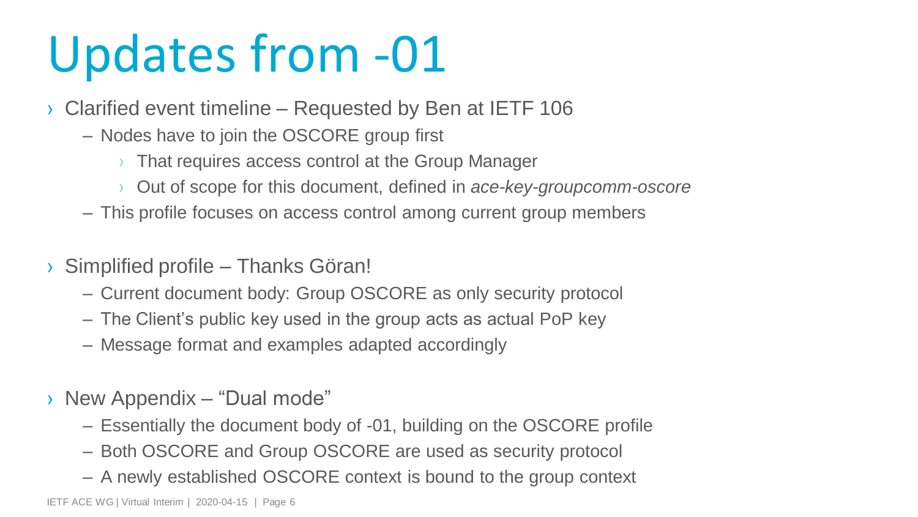# Updates from -01

- Clarified event timeline – Requested by Ben at IETF 106
  - Nodes have to join the OSCORE group first
    - That requires access control at the Group Manager
    - Out of scope for this document, defined in *ace-key-groupcomm-oscore*
  - This profile focuses on access control among current group members
- Simplified profile – Thanks Göran!
  - Current document body: Group OSCORE as only security protocol
  - The Client's public key used in the group acts as actual PoP key
  - Message format and examples adapted accordingly
- New Appendix – "Dual mode"
  - Essentially the document body of -01, building on the OSCORE profile
  - Both OSCORE and Group OSCORE are used as security protocol
  - A newly established OSCORE context is bound to the group context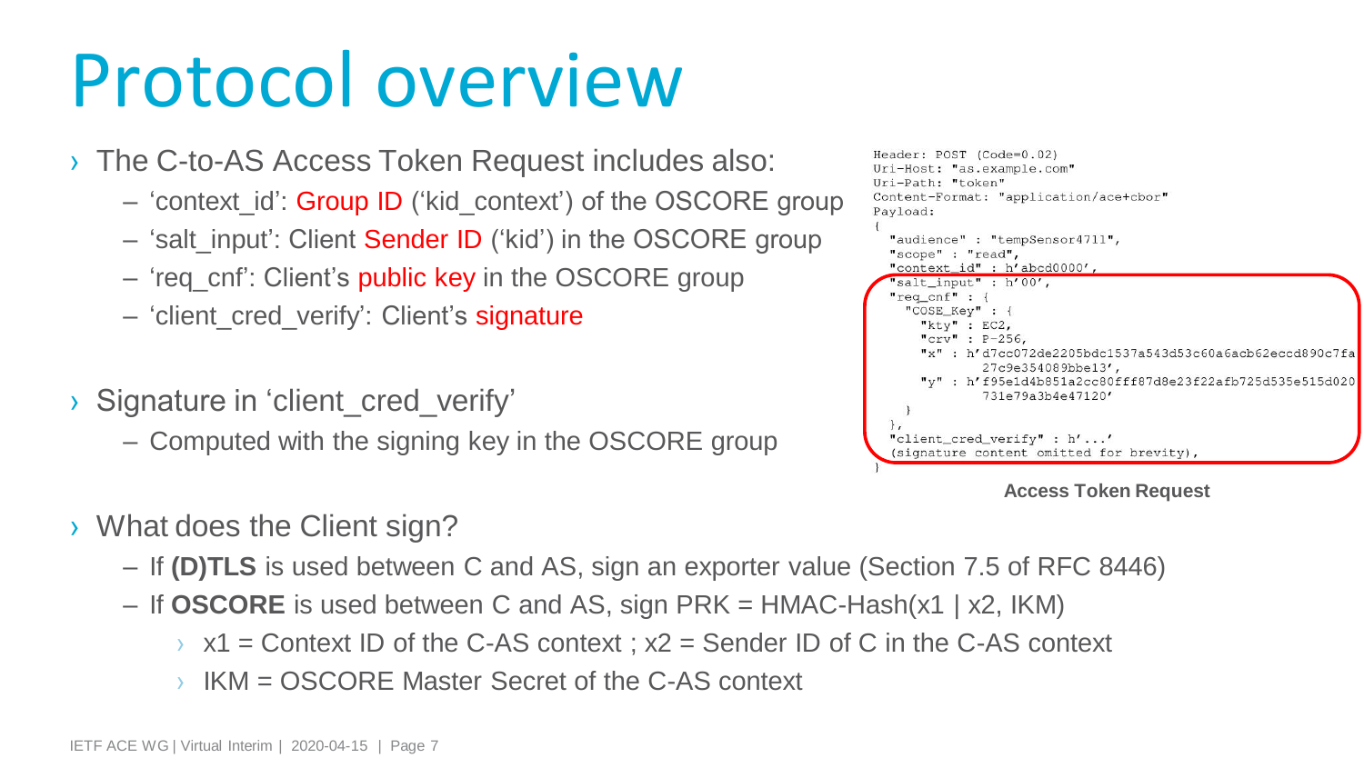# Protocol overview

- The C-to-AS Access Token Request includes also:
  - 'context_id': Group ID ('kid_context') of the OSCORE group
  - 'salt_input': Client Sender ID ('kid') in the OSCORE group
  - 'req_cnf': Client's public key in the OSCORE group
  - 'client_cred_verify': Client's signature

- Signature in 'client_cred_verify'
  - Computed with the signing key in the OSCORE group

```
Header: POST (Code=0.02)
Uri-Host: "as.example.com"
Uri-Path: "token"
Content-Format: "application/ace+cbor"
Payload:
{
  "audience" : "tempSensor4711",
  "scope" : "read",
  "context_id" : h'abcd0000',
  "salt_input" : h'00',
  "req_cnf" : {
    "COSE_Key" : {
      "kty" : EC2,
      "crv" : P-256,
      "x" : h'd7cc072de2205bdc1537a543d53c60a6acb62eccd890c7fa
            27c9e354089bbe13',
      "y" : h'f95e1d4b851a2cc80fff87d8e23f22afb725d535e515d020
            731e79a3b4e47120'
    }
  },
  "client_cred_verify" : h'...'
  (signature content omitted for brevity),
}
```

**Access Token Request**

- What does the Client sign?
  - If **(D)TLS** is used between C and AS, sign an exporter value (Section 7.5 of RFC 8446)
  - If **OSCORE** is used between C and AS, sign PRK = HMAC-Hash(x1 | x2, IKM)
    - x1 = Context ID of the C-AS context ; x2 = Sender ID of C in the C-AS context
    - IKM = OSCORE Master Secret of the C-AS context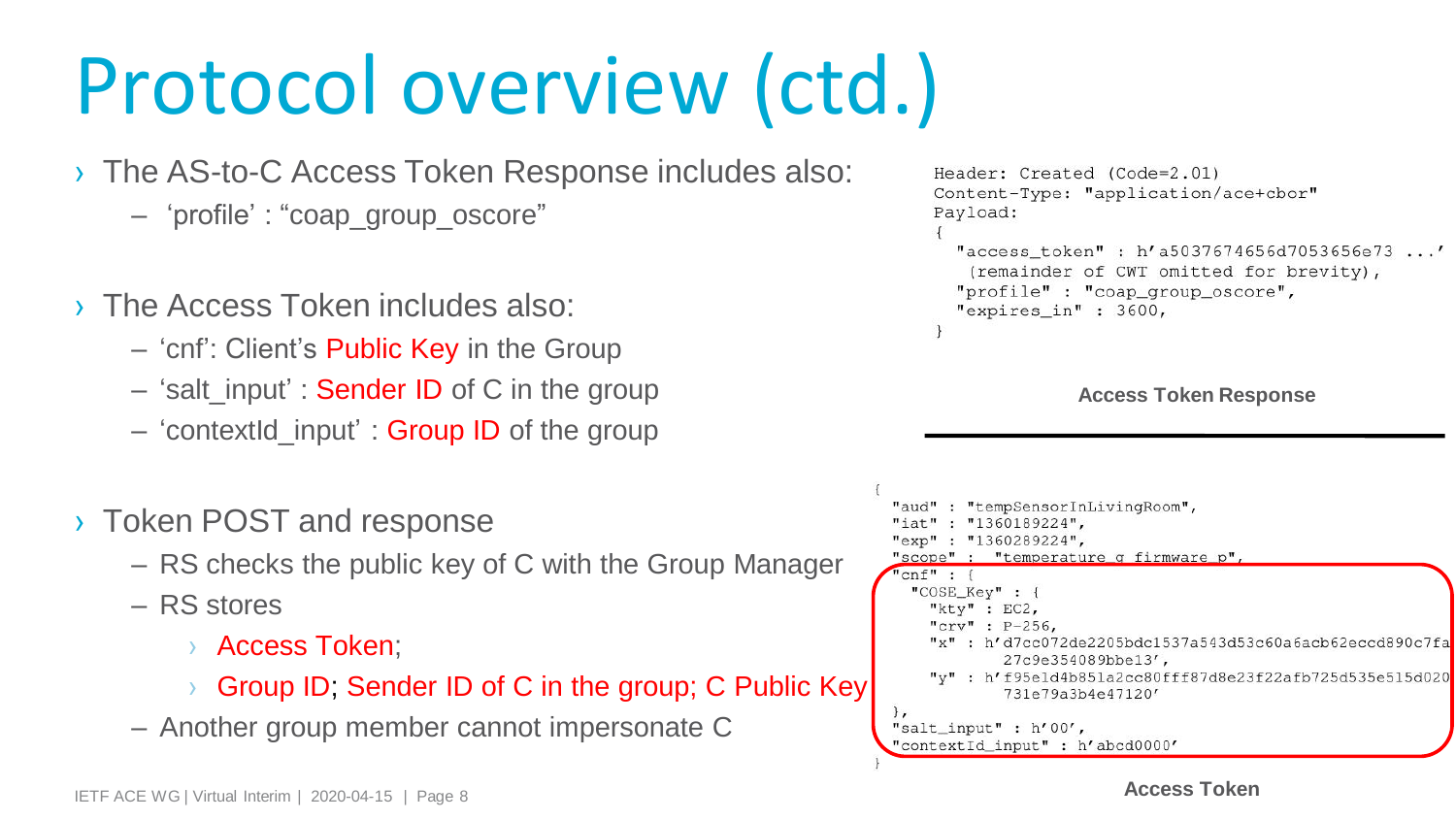# Protocol overview (ctd.)

- The AS-to-C Access Token Response includes also:
  - 'profile' : "coap_group_oscore"
- The Access Token includes also:
  - 'cnf': Client's Public Key in the Group
  - 'salt_input' : Sender ID of C in the group
  - 'contextId_input' : Group ID of the group
- Token POST and response
  - RS checks the public key of C with the Group Manager
  - RS stores
    - Access Token;
    - Group ID; Sender ID of C in the group; C Public Key
  - Another group member cannot impersonate C

```
Header: Created (Code=2.01)
Content-Type: "application/ace+cbor"
Payload:
{
  "access_token" : h'a5037674656d7053656e73 ...'
   (remainder of CWT omitted for brevity),
  "profile" : "coap_group_oscore",
  "expires_in" : 3600,
}
```

**Access Token Response**

```
{
  "aud" : "tempSensorInLivingRoom",
  "iat" : "1360189224",
  "exp" : "1360289224",
  "scope" : "temperature_g firmware_p",
  "cnf" : {
    "COSE_Key" : {
      "kty" : EC2,
      "crv" : P-256,
      "x" : h'd7cc072de2205bdc1537a543d53c60a6acb62eccd890c7fa
            27c9e354089bbe13',
      "y" : h'f95e1d4b851a2cc80fff87d8e23f22afb725d535e515d020
            731e79a3b4e47120'
  },
  "salt_input" : h'00',
  "contextId_input" : h'abcd0000'
}
```

**Access Token**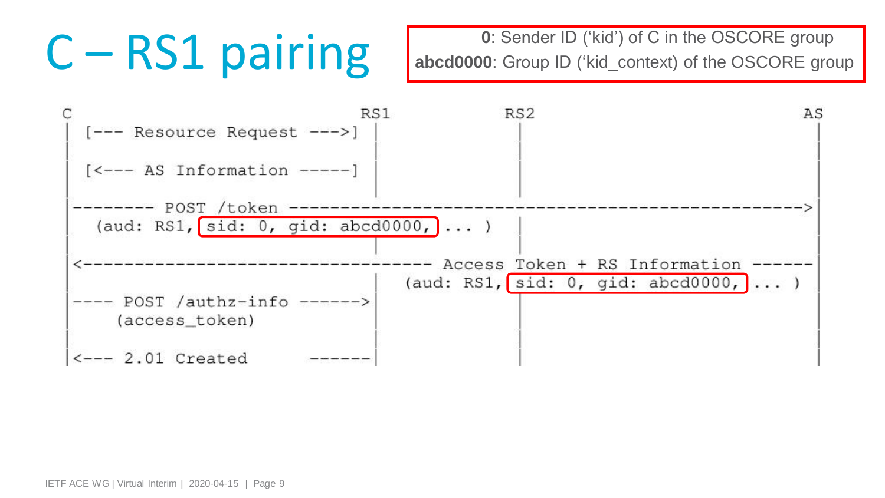# C – RS1 pairing

**0**: Sender ID ('kid') of C in the OSCORE group
**abcd0000**: Group ID ('kid_context) of the OSCORE group

```
C                                  RS1        RS2                     AS
|  [--- Resource Request --->]      |          |                       |
|                                   |          |                       |
|  [<--- AS Information -----]      |          |                       |
|                                   |          |                       |
|-------- POST /token ------------------------------------------------>|
|   (aud: RS1, sid: 0, gid: abcd0000, ... )    |                       |
|                                   |          |                       |
|<------------------------------- Access Token + RS Information ------|
|                                   |  (aud: RS1, sid: 0, gid: abcd0000, ... )
|---- POST /authz-info ------>      |          |                       |
|     (access_token)                |          |                       |
|                                   |          |                       |
|<--- 2.01 Created          ------|          |                       |
```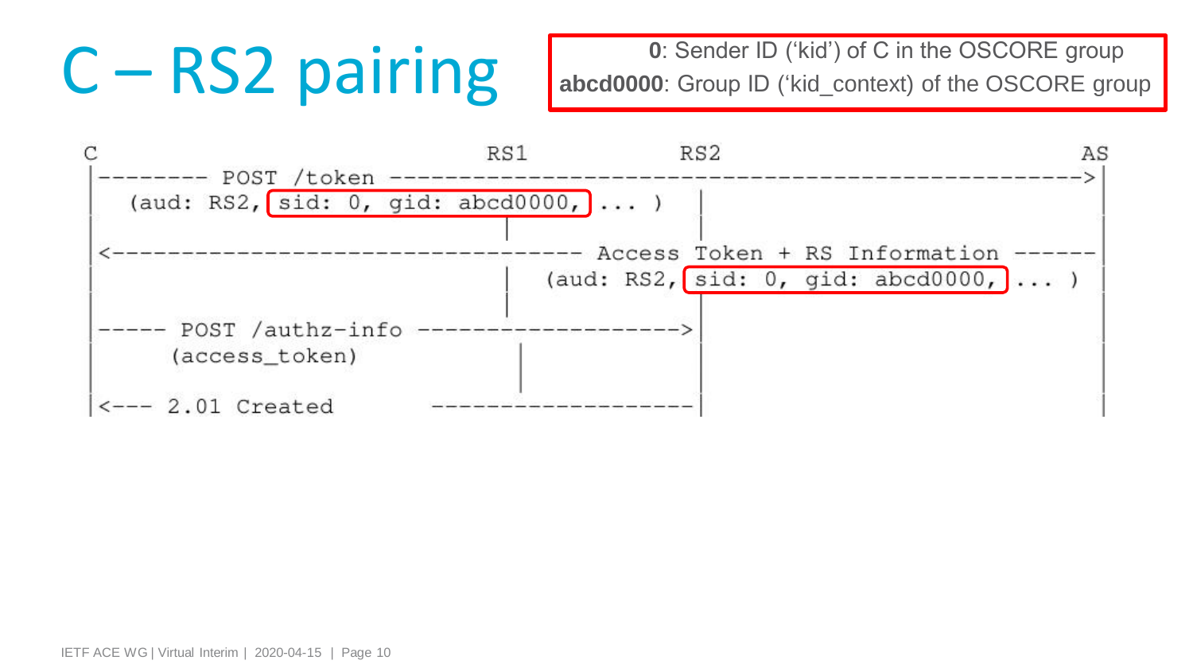# C – RS2 pairing

**0**: Sender ID ('kid') of C in the OSCORE group
**abcd0000**: Group ID ('kid_context) of the OSCORE group

```
C                              RS1          RS2                            AS
|-------- POST /token ------------------------------------------------------->|
  (aud: RS2, sid: 0, gid: abcd0000, ... )    |                                |
|                               |            |                                |
|<-------------------------------- Access Token + RS Information ------|
|                               |   (aud: RS2, sid: 0, gid: abcd0000, ... )   |
|                               |            |                                |
|----- POST /authz-info ------------------->|                                |
|      (access_token)            |           |                                |
|                                            |                                |
|<--- 2.01 Created       -------------------|                                |
```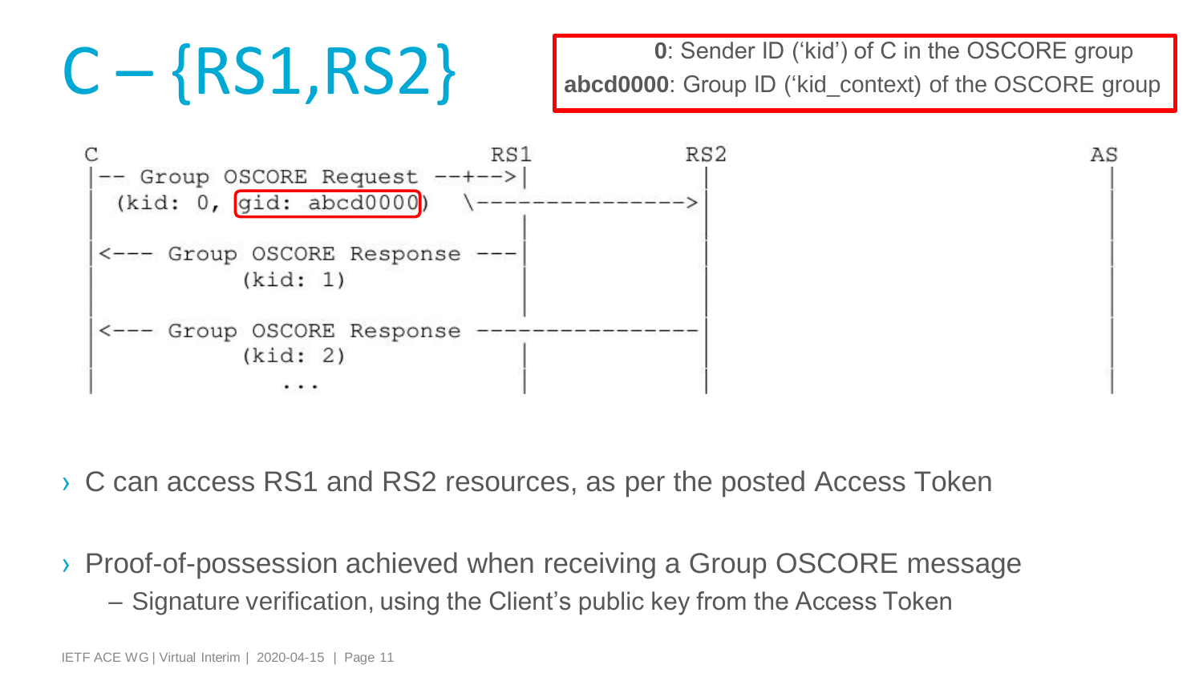# C – {RS1,RS2}

**0**: Sender ID ('kid') of C in the OSCORE group
**abcd0000**: Group ID ('kid_context) of the OSCORE group

```
C                                RS1            RS2                            AS
|-- Group OSCORE Request --+-->|               |                              |
  (kid: 0, gid: abcd0000)   \--------------->|                              |
|                               |               |                              |
|<--- Group OSCORE Response ---|               |                              |
|          (kid: 1)             |               |                              |
|                               |               |                              |
|<--- Group OSCORE Response ----------------|                              |
|          (kid: 2)             |               |                              |
|            ...                |               |                              |
```

- C can access RS1 and RS2 resources, as per the posted Access Token
- Proof-of-possession achieved when receiving a Group OSCORE message
  - Signature verification, using the Client's public key from the Access Token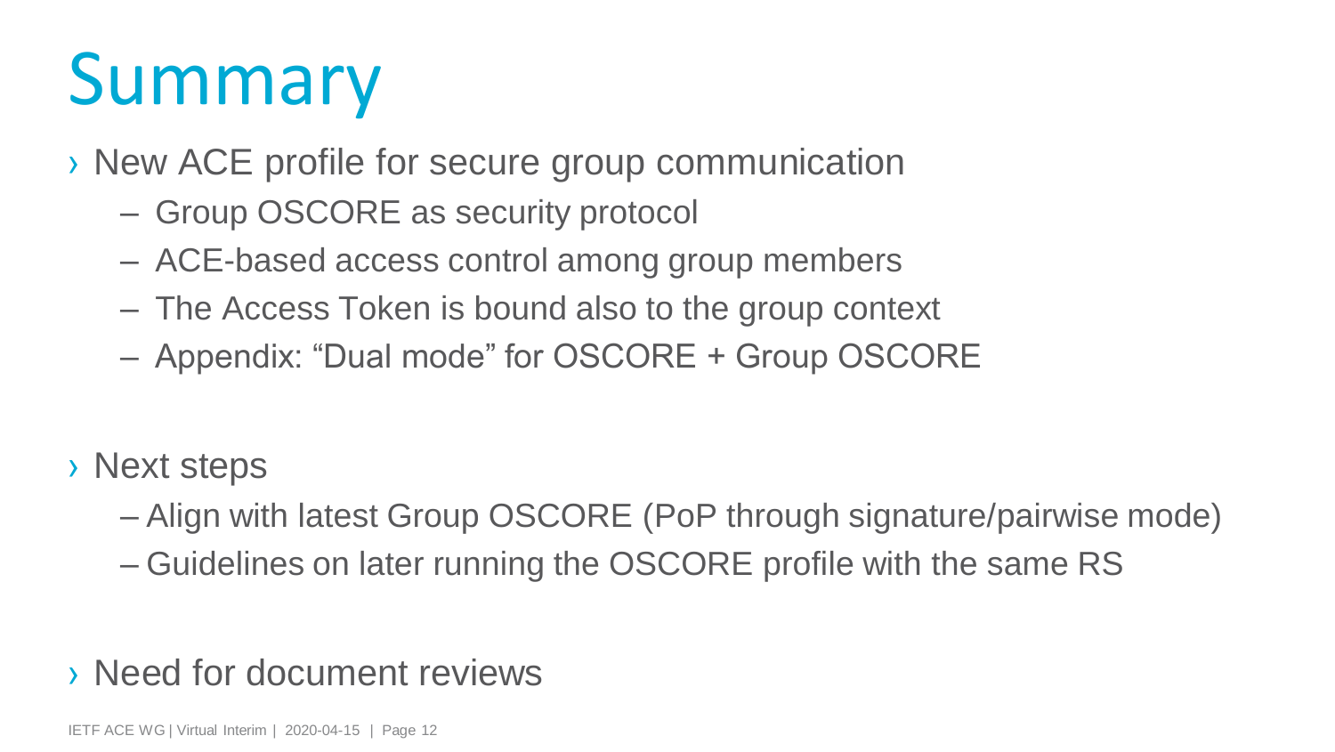# Summary

- New ACE profile for secure group communication
  - Group OSCORE as security protocol
  - ACE-based access control among group members
  - The Access Token is bound also to the group context
  - Appendix: “Dual mode” for OSCORE + Group OSCORE

- Next steps
  - Align with latest Group OSCORE (PoP through signature/pairwise mode)
  - Guidelines on later running the OSCORE profile with the same RS

- Need for document reviews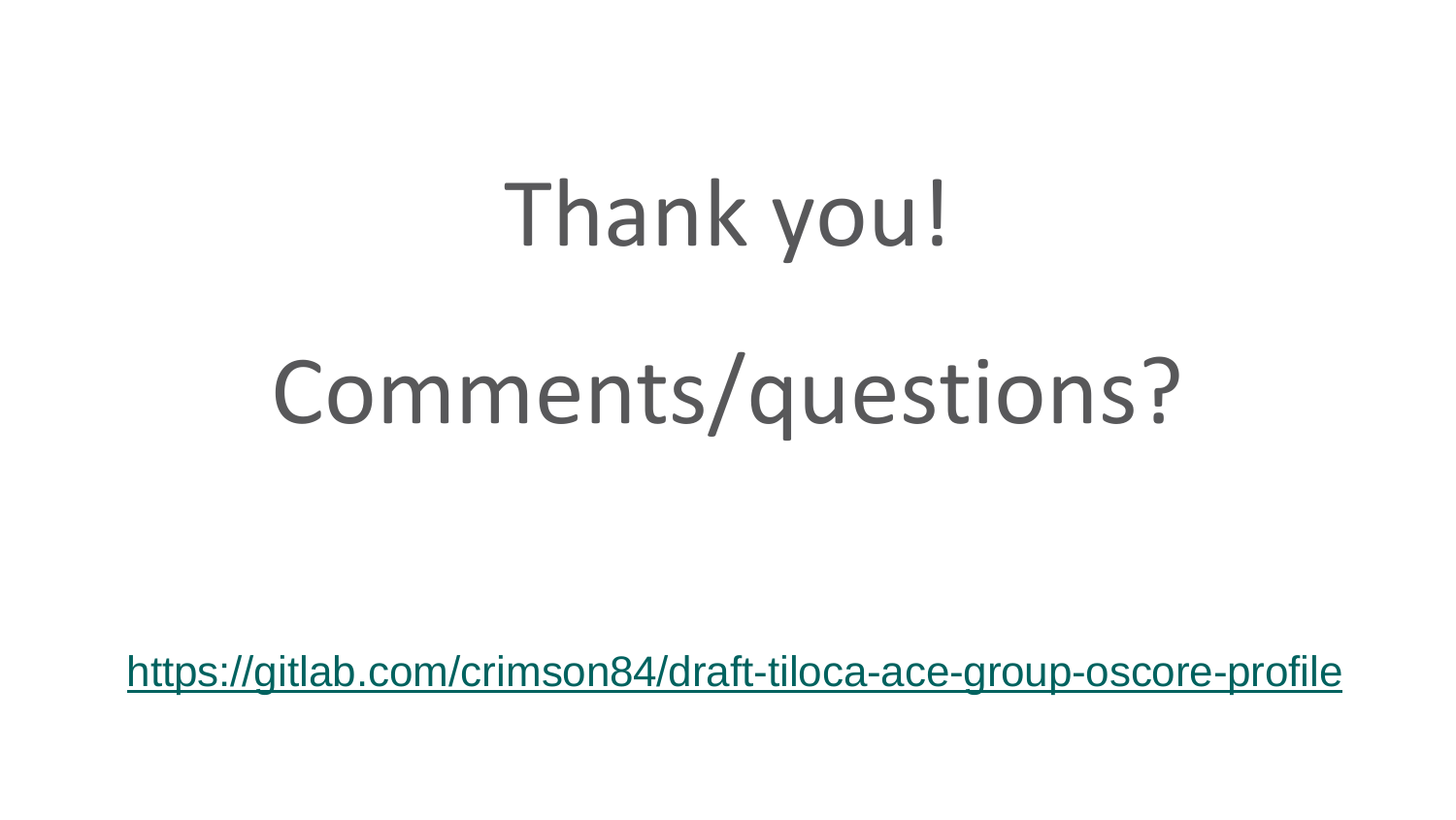# Thank you!

# Comments/questions?

https://gitlab.com/crimson84/draft-tiloca-ace-group-oscore-profile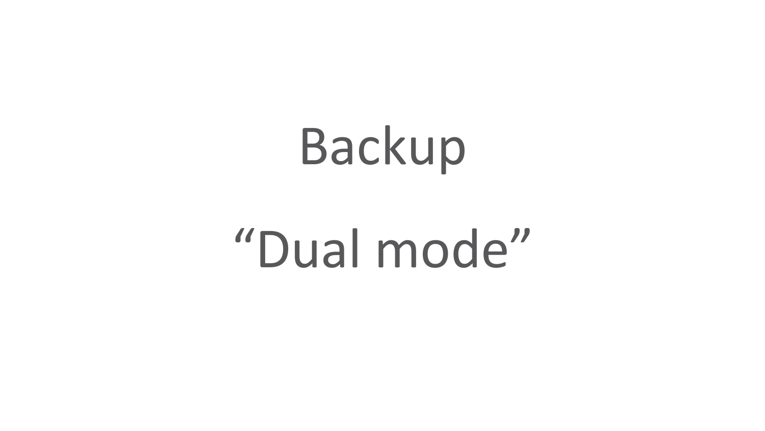# Backup

# “Dual mode”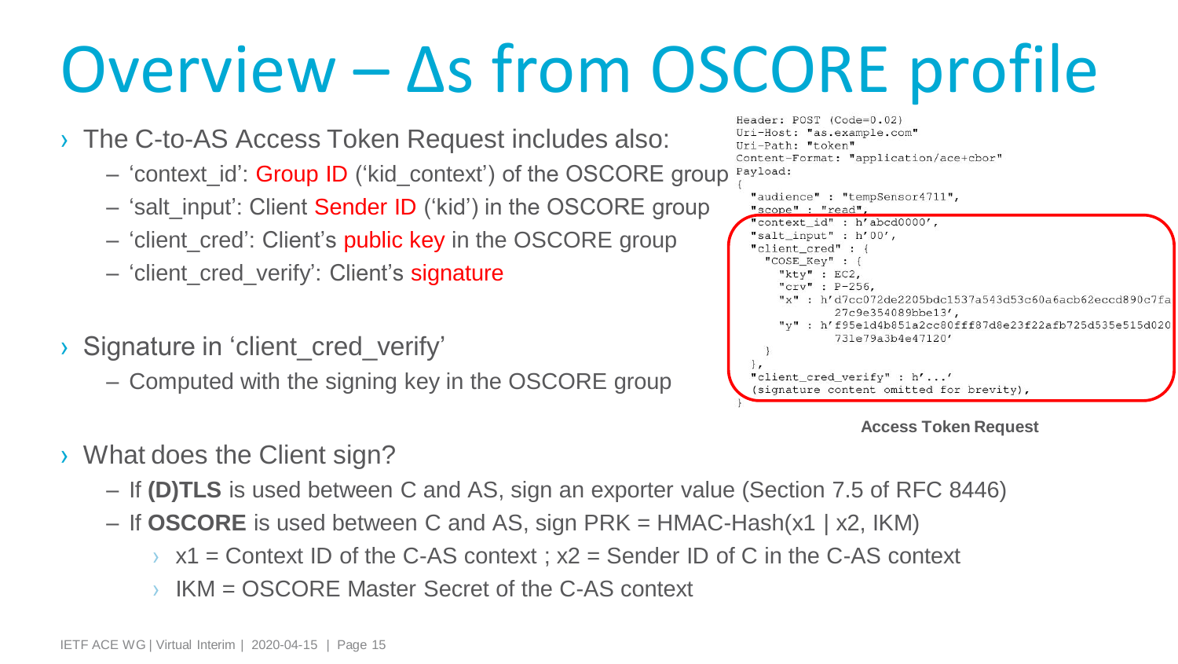# Overview – Δs from OSCORE profile

- The C-to-AS Access Token Request includes also:
  - 'context_id': Group ID ('kid_context') of the OSCORE group
  - 'salt_input': Client Sender ID ('kid') in the OSCORE group
  - 'client_cred': Client's public key in the OSCORE group
  - 'client_cred_verify': Client's signature

- Signature in 'client_cred_verify'
  - Computed with the signing key in the OSCORE group

```
Header: POST (Code=0.02)
Uri-Host: "as.example.com"
Uri-Path: "token"
Content-Format: "application/ace+cbor"
Payload:
{
  "audience" : "tempSensor4711",
  "scope" : "read",
  "context_id" : h'abcd0000',
  "salt_input" : h'00',
  "client_cred" : {
    "COSE_Key" : {
      "kty" : EC2,
      "crv" : P-256,
      "x" : h'd7cc072de2205bdc1537a543d53c60a6acb62eccd890c7fa
            27c9e354089bbe13',
      "y" : h'f95e1d4b851a2cc80fff87d8e23f22afb725d535e515d020
            731e79a3b4e47120'
    }
  },
  "client_cred_verify" : h'...'
  (signature content omitted for brevity),
}
```

**Access Token Request**

- What does the Client sign?
  - If **(D)TLS** is used between C and AS, sign an exporter value (Section 7.5 of RFC 8446)
  - If **OSCORE** is used between C and AS, sign PRK = HMAC-Hash(x1 | x2, IKM)
    - x1 = Context ID of the C-AS context ; x2 = Sender ID of C in the C-AS context
    - IKM = OSCORE Master Secret of the C-AS context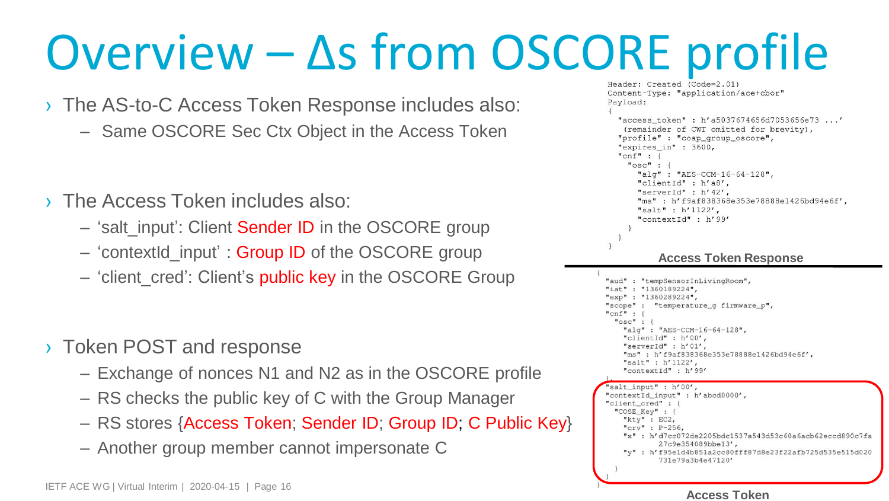# Overview – Δs from OSCORE profile

- The AS-to-C Access Token Response includes also:
  - Same OSCORE Sec Ctx Object in the Access Token

- The Access Token includes also:
  - 'salt_input': Client Sender ID in the OSCORE group
  - 'contextId_input' : Group ID of the OSCORE group
  - 'client_cred': Client's public key in the OSCORE Group

- Token POST and response
  - Exchange of nonces N1 and N2 as in the OSCORE profile
  - RS checks the public key of C with the Group Manager
  - RS stores {Access Token; Sender ID; Group ID; C Public Key}
  - Another group member cannot impersonate C

```
Header: Created (Code=2.01)
Content-Type: "application/ace+cbor"
Payload:
{
  "access_token" : h'a5037674656d7053656e73 ...'
   (remainder of CWT omitted for brevity),
  "profile" : "coap_group_oscore",
  "expires_in" : 3600,
  "cnf" : {
    "osc" : {
      "alg" : "AES-CCM-16-64-128",
      "clientId" : h'a8',
      "serverId" : h'42',
      "ms" : h'f9af838368e353e78888e1426bd94e6f',
      "salt" : h'1122',
      "contextId" : h'99'
    }
  }
}
```

**Access Token Response**

```
{
  "aud" : "tempSensorInLivingRoom",
  "iat" : "1360189224",
  "exp" : "1360289224",
  "scope" :  "temperature_g firmware_p",
  "cnf" : {
    "osc" : {
      "alg" : "AES-CCM-16-64-128",
      "clientId" : h'00',
      "serverId" : h'01',
      "ms" : h'f9af838368e353e78888e1426bd94e6f',
      "salt" : h'1122',
      "contextId" : h'99'
  },
  "salt_input" : h'00',
  "contextId_input" : h'abcd0000',
  "client_cred" : {
    "COSE_Key" : {
      "kty" : EC2,
      "crv" : P-256,
      "x" : h'd7cc072de2205bdc1537a543d53c60a6acb62eccd890c7fa
           27c9e354089bbe13',
      "y" : h'f95e1d4b851a2cc80fff87d8e23f22afb725d535e515d020
           731e79a3b4e47120'
    }
  }
}
```

**Access Token**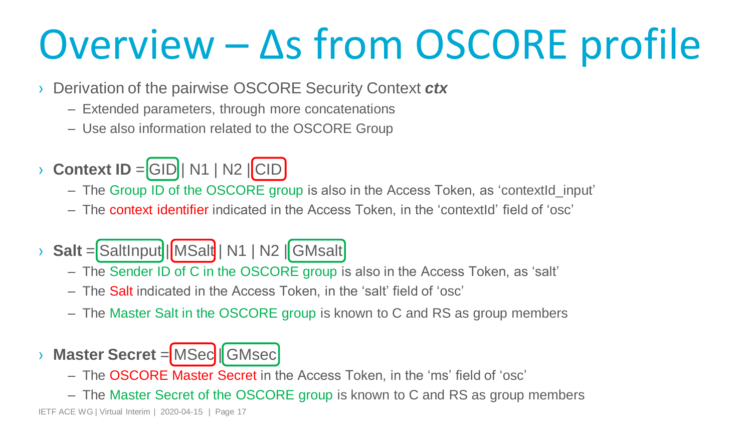# Overview – Δs from OSCORE profile

- Derivation of the pairwise OSCORE Security Context ***ctx***
  - Extended parameters, through more concatenations
  - Use also information related to the OSCORE Group

- **Context ID** = GID | N1 | N2 | CID
  - The Group ID of the OSCORE group is also in the Access Token, as 'contextId_input'
  - The context identifier indicated in the Access Token, in the 'contextId' field of 'osc'

- **Salt** = SaltInput | MSalt | N1 | N2 | GMsalt
  - The Sender ID of C in the OSCORE group is also in the Access Token, as 'salt'
  - The Salt indicated in the Access Token, in the 'salt' field of 'osc'
  - The Master Salt in the OSCORE group is known to C and RS as group members

- **Master Secret** = MSec | GMsec
  - The OSCORE Master Secret in the Access Token, in the 'ms' field of 'osc'
  - The Master Secret of the OSCORE group is known to C and RS as group members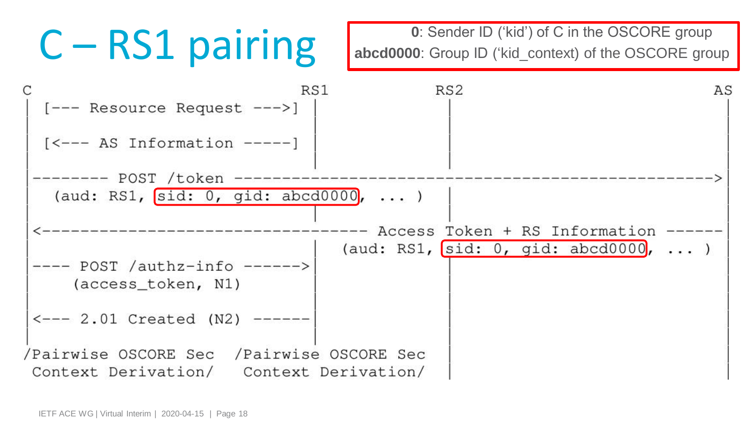# C – RS1 pairing

**0**: Sender ID ('kid') of C in the OSCORE group
**abcd0000**: Group ID ('kid_context) of the OSCORE group

```
C                                  RS1             RS2                               AS
|  [--- Resource Request --->]      |               |                                 |
|                                   |               |                                 |
|  [<--- AS Information -----]      |               |                                 |
|                                   |               |                                 |
-------- POST /token ------------------------------------------------------------>|
   (aud: RS1, sid: 0, gid: abcd0000, ... )         |                                 |
|                                   |               |                                 |
<---------------------------------- Access Token + RS Information ------|
|                                   |    (aud: RS1, sid: 0, gid: abcd0000, ... )     |
---- POST /authz-info ------>|               |                                 |
     (access_token, N1)             |               |                                 |
|                                   |               |                                 |
<--- 2.01 Created (N2) ------|               |                                 |
|                                   |               |                                 |
/Pairwise OSCORE Sec   /Pairwise OSCORE Sec  |                                 |
 Context Derivation/    Context Derivation/  |                                 |
```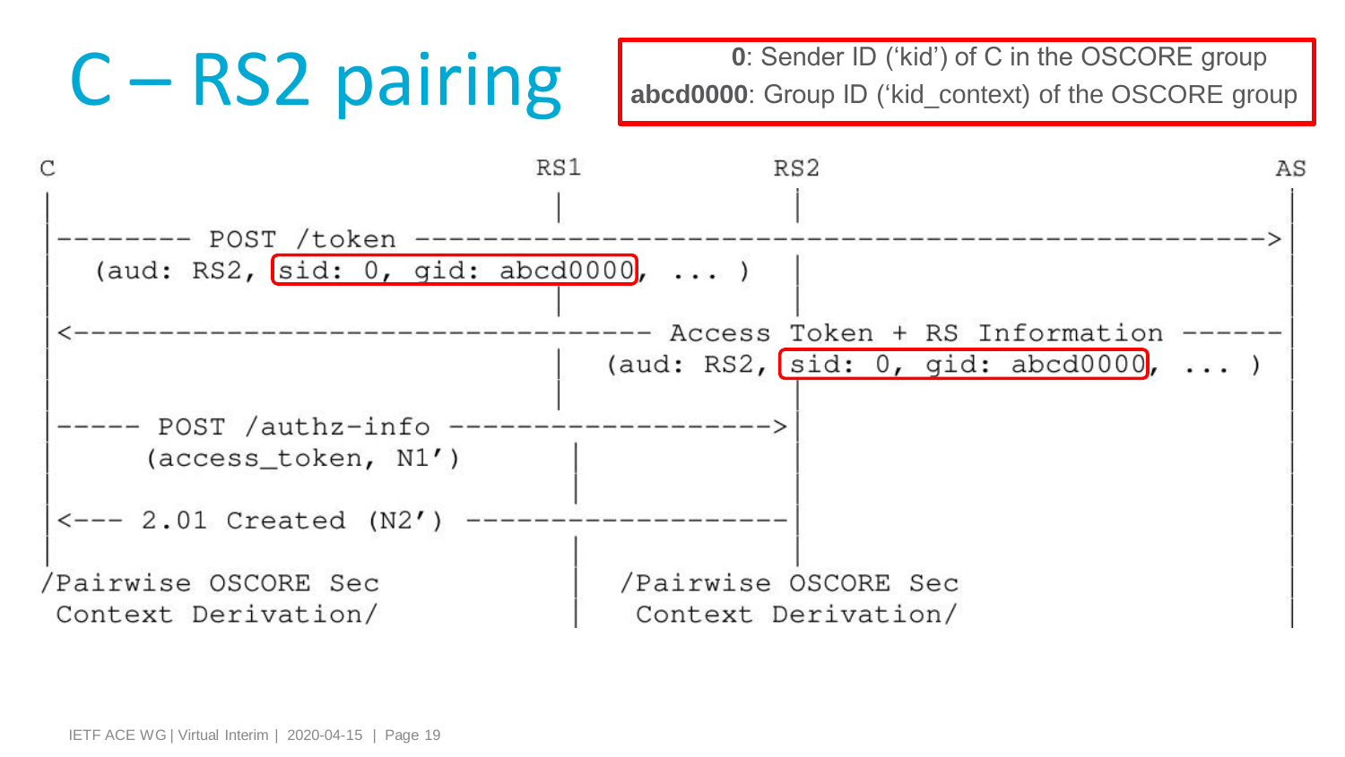# C – RS2 pairing

**0**: Sender ID ('kid') of C in the OSCORE group
**abcd0000**: Group ID ('kid_context) of the OSCORE group

```
C                              RS1         RS2                       AS
|                               |           |                         |
|-------- POST /token ------------------------------------------------>|
|  (aud: RS2, sid: 0, gid: abcd0000, ... )  |                         |
|                               |           |                         |
|<---------------------------------- Access Token + RS Information ------|
|                               |  (aud: RS2, sid: 0, gid: abcd0000, ... )
|                               |           |                         |
|----- POST /authz-info ------------------->|                         |
|     (access_token, N1')       |           |                         |
|                               |           |                         |
|<--- 2.01 Created (N2') -------------------|                         |
|                               |           |                         |
/Pairwise OSCORE Sec            |  /Pairwise OSCORE Sec               |
 Context Derivation/            |   Context Derivation/               |
```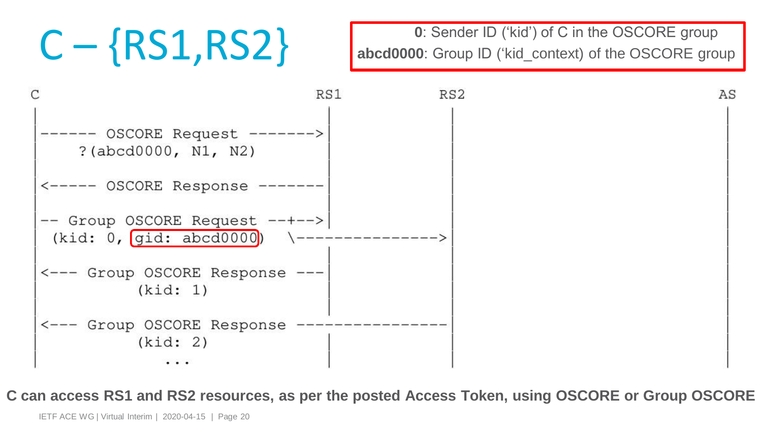# C – {RS1,RS2}

**0**: Sender ID ('kid') of C in the OSCORE group
**abcd0000**: Group ID ('kid_context) of the OSCORE group

```
C                                          RS1             RS2                                   AS
|                                           |               |                                     |
|------ OSCORE Request ------->|               |                                     |
|    ?(abcd0000, N1, N2)                    |               |                                     |
|                                           |               |                                     |
|<----- OSCORE Response -------|               |                                     |
|                                           |               |                                     |
|-- Group OSCORE Request --+-->|               |                                     |
| (kid: 0, gid: abcd0000)   \--------------->|                                     |
|                                           |               |                                     |
|<--- Group OSCORE Response ---|               |                                     |
|         (kid: 1)                          |               |                                     |
|                                           |               |                                     |
|<--- Group OSCORE Response ----------------|                                     |
|         (kid: 2)                          |               |                                     |
|           ...                             |               |                                     |
```

**C can access RS1 and RS2 resources, as per the posted Access Token, using OSCORE or Group OSCORE**